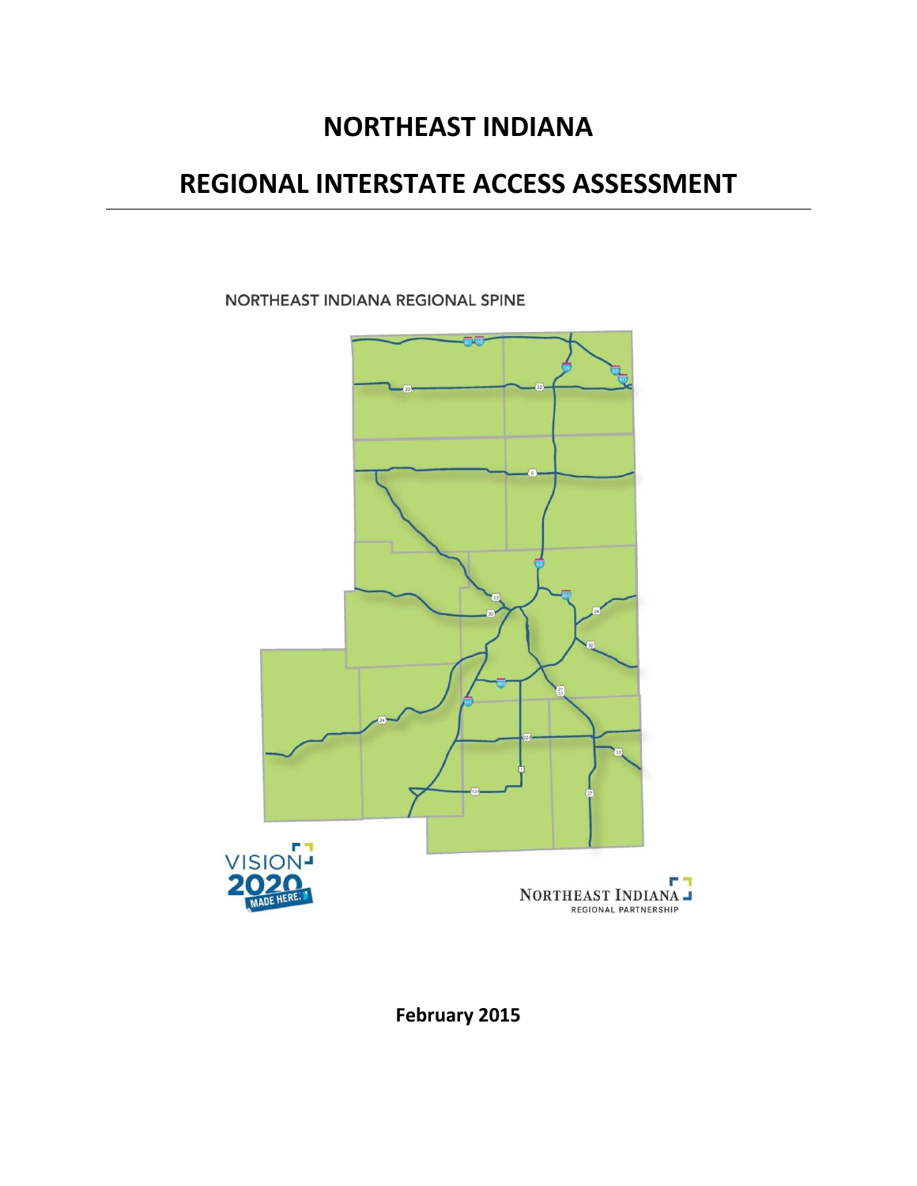# NORTHEAST INDIANA

# REGIONAL INTERSTATE ACCESS ASSESSMENT

NORTHEAST INDIANA REGIONAL SPINE

VISION 2020 MADE HERE.

NORTHEAST INDIANA REGIONAL PARTNERSHIP

**February 2015**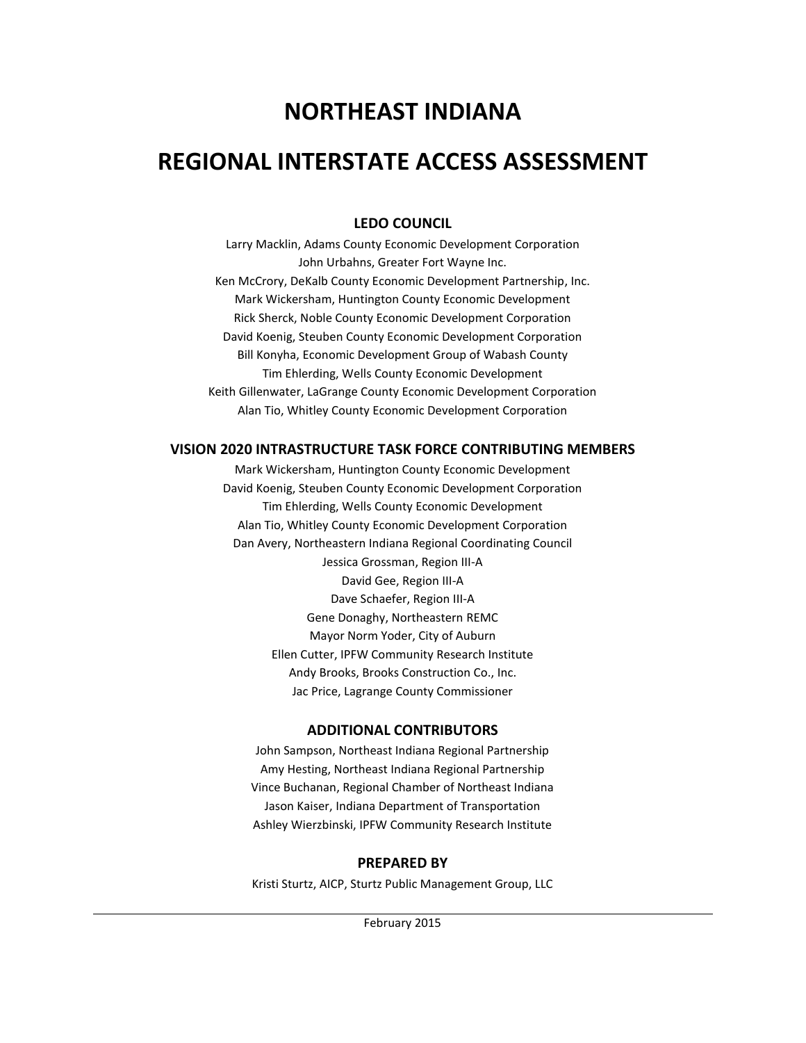# NORTHEAST INDIANA

# REGIONAL INTERSTATE ACCESS ASSESSMENT

### LEDO COUNCIL

Larry Macklin, Adams County Economic Development Corporation
John Urbahns, Greater Fort Wayne Inc.
Ken McCrory, DeKalb County Economic Development Partnership, Inc.
Mark Wickersham, Huntington County Economic Development
Rick Sherck, Noble County Economic Development Corporation
David Koenig, Steuben County Economic Development Corporation
Bill Konyha, Economic Development Group of Wabash County
Tim Ehlerding, Wells County Economic Development
Keith Gillenwater, LaGrange County Economic Development Corporation
Alan Tio, Whitley County Economic Development Corporation

### VISION 2020 INTRASTRUCTURE TASK FORCE CONTRIBUTING MEMBERS

Mark Wickersham, Huntington County Economic Development
David Koenig, Steuben County Economic Development Corporation
Tim Ehlerding, Wells County Economic Development
Alan Tio, Whitley County Economic Development Corporation
Dan Avery, Northeastern Indiana Regional Coordinating Council
Jessica Grossman, Region III-A
David Gee, Region III-A
Dave Schaefer, Region III-A
Gene Donaghy, Northeastern REMC
Mayor Norm Yoder, City of Auburn
Ellen Cutter, IPFW Community Research Institute
Andy Brooks, Brooks Construction Co., Inc.
Jac Price, Lagrange County Commissioner

### ADDITIONAL CONTRIBUTORS

John Sampson, Northeast Indiana Regional Partnership
Amy Hesting, Northeast Indiana Regional Partnership
Vince Buchanan, Regional Chamber of Northeast Indiana
Jason Kaiser, Indiana Department of Transportation
Ashley Wierzbinski, IPFW Community Research Institute

### PREPARED BY

Kristi Sturtz, AICP, Sturtz Public Management Group, LLC

---

February 2015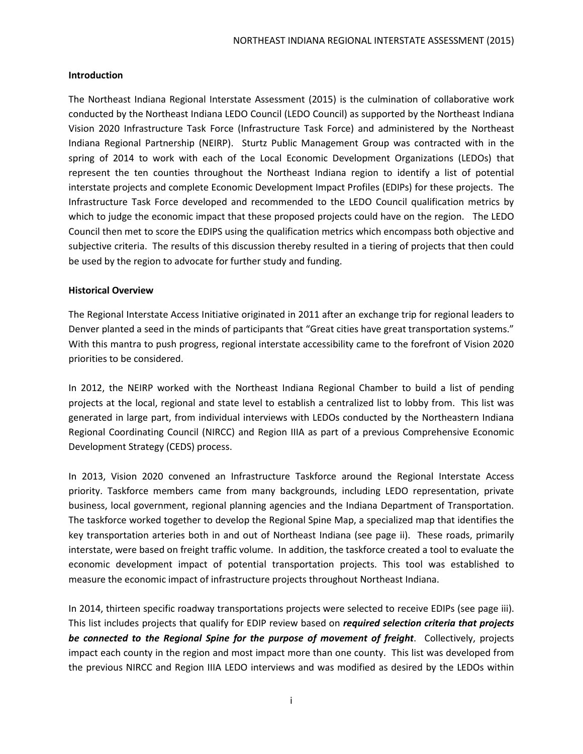**Introduction**

The Northeast Indiana Regional Interstate Assessment (2015) is the culmination of collaborative work conducted by the Northeast Indiana LEDO Council (LEDO Council) as supported by the Northeast Indiana Vision 2020 Infrastructure Task Force (Infrastructure Task Force) and administered by the Northeast Indiana Regional Partnership (NEIRP). Sturtz Public Management Group was contracted with in the spring of 2014 to work with each of the Local Economic Development Organizations (LEDOs) that represent the ten counties throughout the Northeast Indiana region to identify a list of potential interstate projects and complete Economic Development Impact Profiles (EDIPs) for these projects. The Infrastructure Task Force developed and recommended to the LEDO Council qualification metrics by which to judge the economic impact that these proposed projects could have on the region. The LEDO Council then met to score the EDIPS using the qualification metrics which encompass both objective and subjective criteria. The results of this discussion thereby resulted in a tiering of projects that then could be used by the region to advocate for further study and funding.

**Historical Overview**

The Regional Interstate Access Initiative originated in 2011 after an exchange trip for regional leaders to Denver planted a seed in the minds of participants that "Great cities have great transportation systems." With this mantra to push progress, regional interstate accessibility came to the forefront of Vision 2020 priorities to be considered.

In 2012, the NEIRP worked with the Northeast Indiana Regional Chamber to build a list of pending projects at the local, regional and state level to establish a centralized list to lobby from. This list was generated in large part, from individual interviews with LEDOs conducted by the Northeastern Indiana Regional Coordinating Council (NIRCC) and Region IIIA as part of a previous Comprehensive Economic Development Strategy (CEDS) process.

In 2013, Vision 2020 convened an Infrastructure Taskforce around the Regional Interstate Access priority. Taskforce members came from many backgrounds, including LEDO representation, private business, local government, regional planning agencies and the Indiana Department of Transportation. The taskforce worked together to develop the Regional Spine Map, a specialized map that identifies the key transportation arteries both in and out of Northeast Indiana (see page ii). These roads, primarily interstate, were based on freight traffic volume. In addition, the taskforce created a tool to evaluate the economic development impact of potential transportation projects. This tool was established to measure the economic impact of infrastructure projects throughout Northeast Indiana.

In 2014, thirteen specific roadway transportations projects were selected to receive EDIPs (see page iii). This list includes projects that qualify for EDIP review based on ***required selection criteria that projects be connected to the Regional Spine for the purpose of movement of freight***. Collectively, projects impact each county in the region and most impact more than one county. This list was developed from the previous NIRCC and Region IIIA LEDO interviews and was modified as desired by the LEDOs within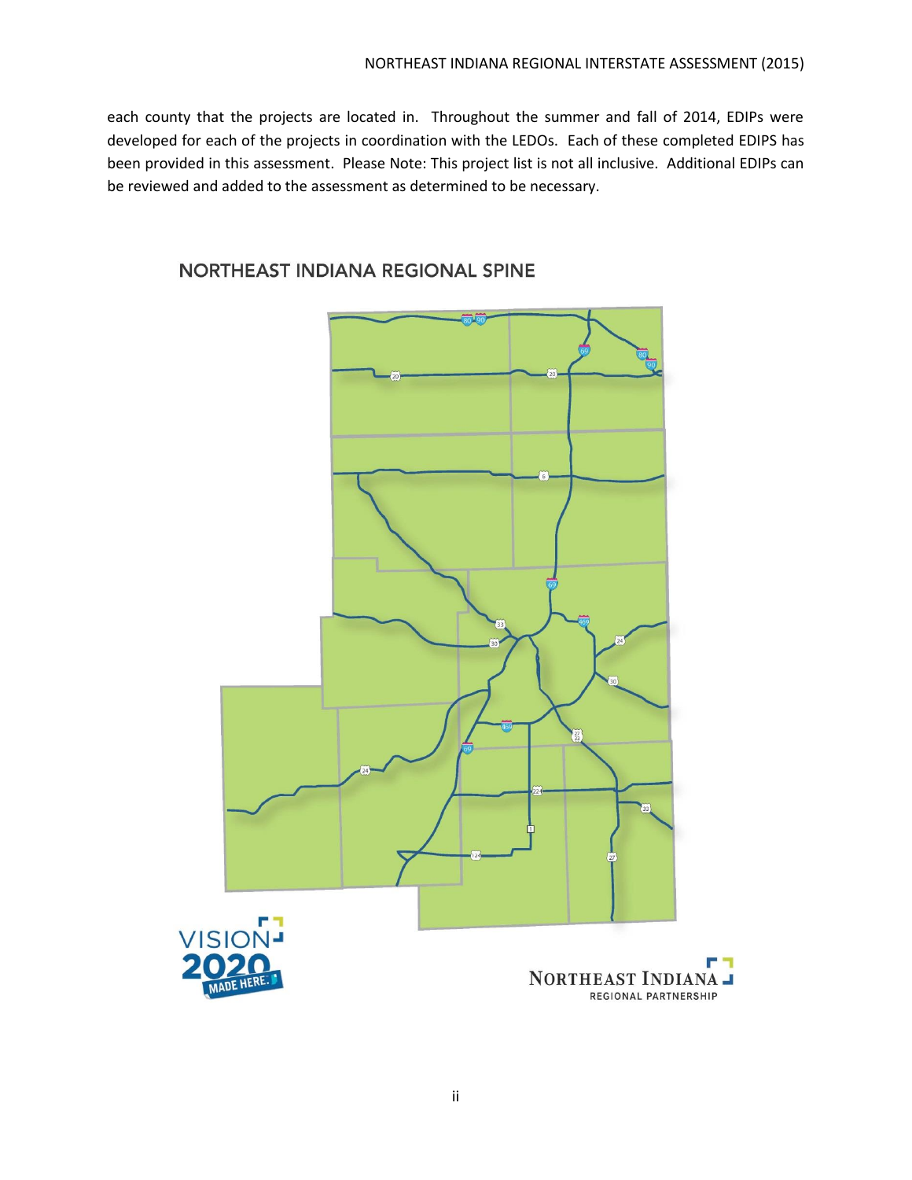each county that the projects are located in. Throughout the summer and fall of 2014, EDIPs were developed for each of the projects in coordination with the LEDOs. Each of these completed EDIPS has been provided in this assessment. Please Note: This project list is not all inclusive. Additional EDIPs can be reviewed and added to the assessment as determined to be necessary.

## NORTHEAST INDIANA REGIONAL SPINE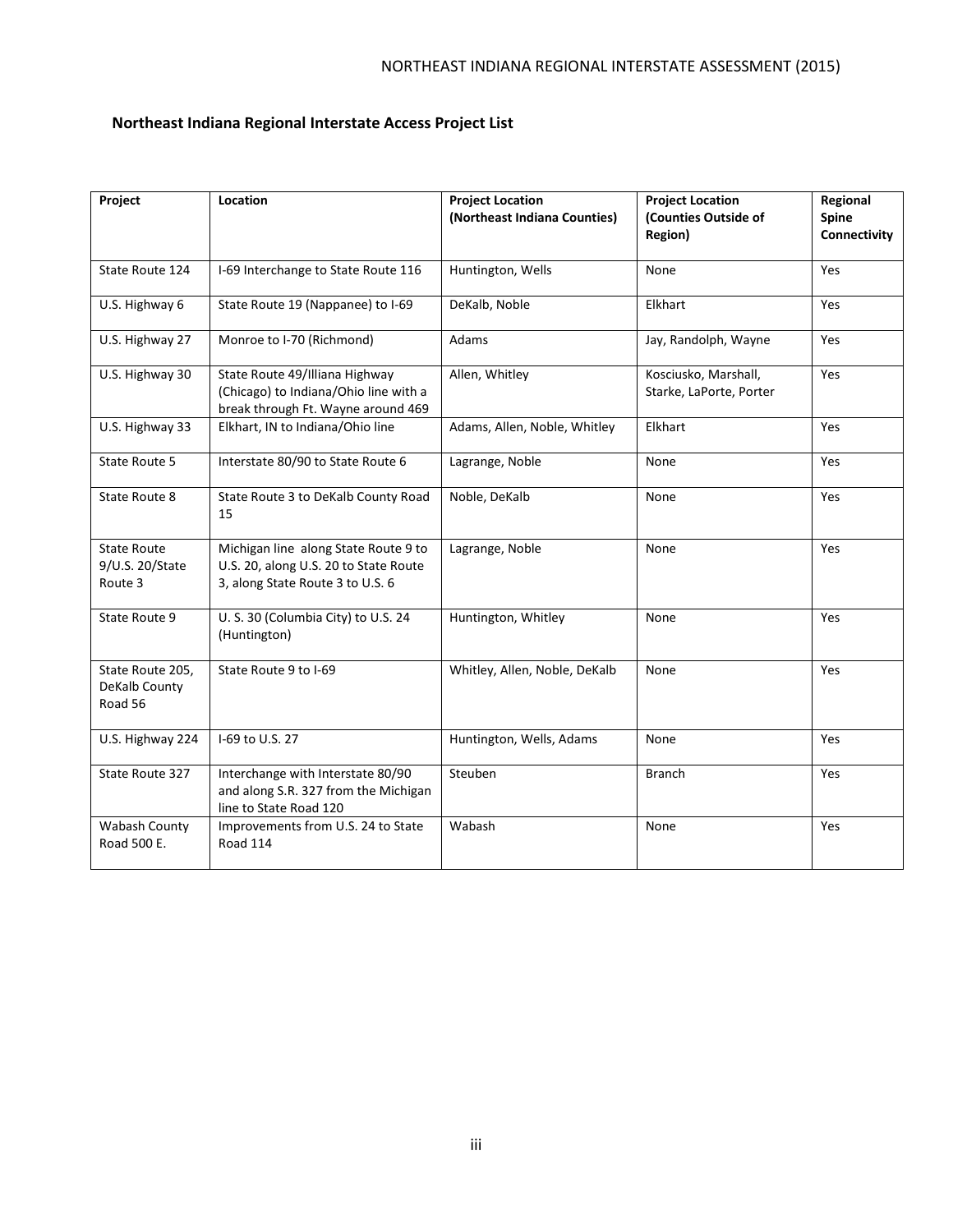## Northeast Indiana Regional Interstate Access Project List

| Project | Location | Project Location (Northeast Indiana Counties) | Project Location (Counties Outside of Region) | Regional Spine Connectivity |
|---|---|---|---|---|
| State Route 124 | I-69 Interchange to State Route 116 | Huntington, Wells | None | Yes |
| U.S. Highway 6 | State Route 19 (Nappanee) to I-69 | DeKalb, Noble | Elkhart | Yes |
| U.S. Highway 27 | Monroe to I-70 (Richmond) | Adams | Jay, Randolph, Wayne | Yes |
| U.S. Highway 30 | State Route 49/Illiana Highway (Chicago) to Indiana/Ohio line with a break through Ft. Wayne around 469 | Allen, Whitley | Kosciusko, Marshall, Starke, LaPorte, Porter | Yes |
| U.S. Highway 33 | Elkhart, IN to Indiana/Ohio line | Adams, Allen, Noble, Whitley | Elkhart | Yes |
| State Route 5 | Interstate 80/90 to State Route 6 | Lagrange, Noble | None | Yes |
| State Route 8 | State Route 3 to DeKalb County Road 15 | Noble, DeKalb | None | Yes |
| State Route 9/U.S. 20/State Route 3 | Michigan line along State Route 9 to U.S. 20, along U.S. 20 to State Route 3, along State Route 3 to U.S. 6 | Lagrange, Noble | None | Yes |
| State Route 9 | U. S. 30 (Columbia City) to U.S. 24 (Huntington) | Huntington, Whitley | None | Yes |
| State Route 205, DeKalb County Road 56 | State Route 9 to I-69 | Whitley, Allen, Noble, DeKalb | None | Yes |
| U.S. Highway 224 | I-69 to U.S. 27 | Huntington, Wells, Adams | None | Yes |
| State Route 327 | Interchange with Interstate 80/90 and along S.R. 327 from the Michigan line to State Road 120 | Steuben | Branch | Yes |
| Wabash County Road 500 E. | Improvements from U.S. 24 to State Road 114 | Wabash | None | Yes |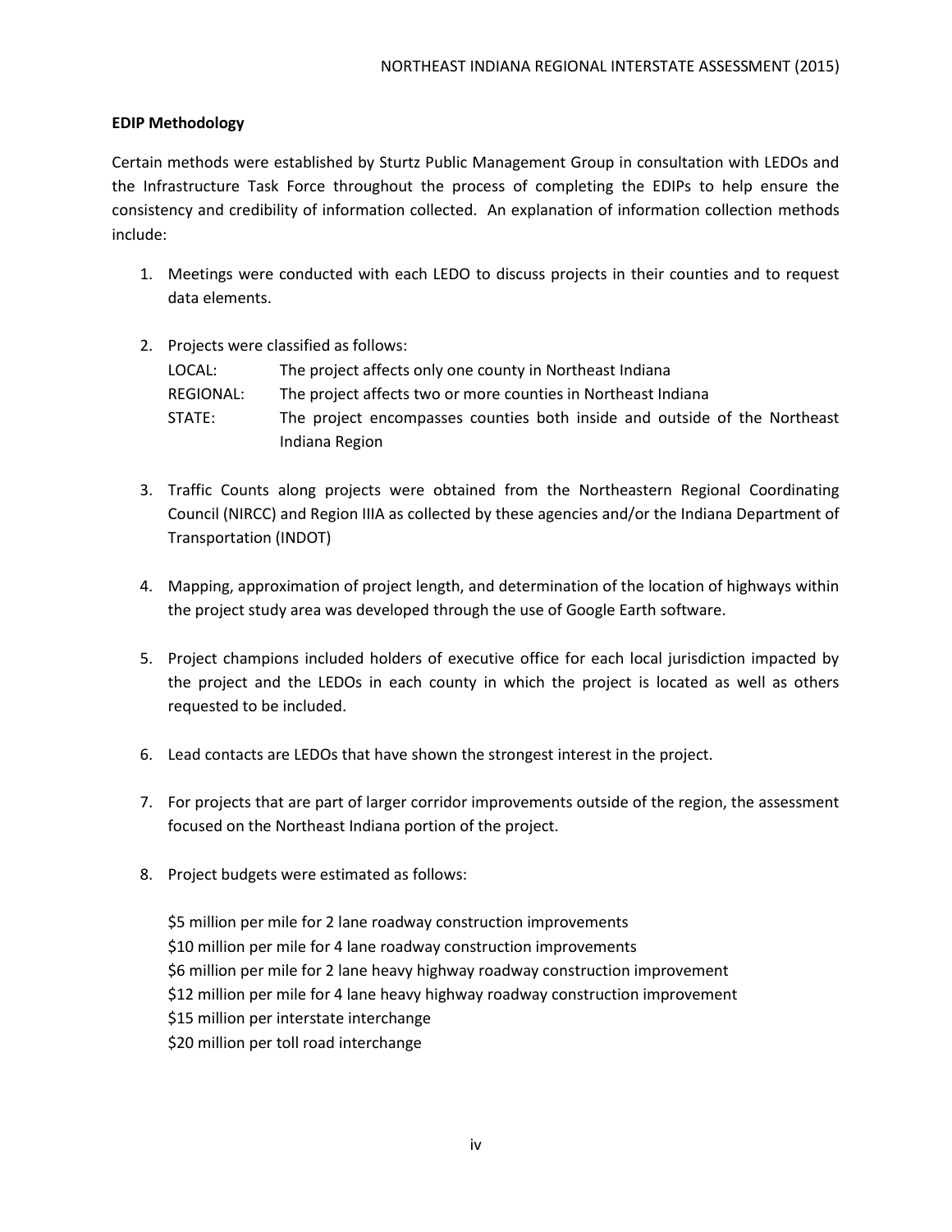**EDIP Methodology**

Certain methods were established by Sturtz Public Management Group in consultation with LEDOs and the Infrastructure Task Force throughout the process of completing the EDIPs to help ensure the consistency and credibility of information collected. An explanation of information collection methods include:

1. Meetings were conducted with each LEDO to discuss projects in their counties and to request data elements.

2. Projects were classified as follows:

   LOCAL: The project affects only one county in Northeast Indiana
   REGIONAL: The project affects two or more counties in Northeast Indiana
   STATE: The project encompasses counties both inside and outside of the Northeast Indiana Region

3. Traffic Counts along projects were obtained from the Northeastern Regional Coordinating Council (NIRCC) and Region IIIA as collected by these agencies and/or the Indiana Department of Transportation (INDOT)

4. Mapping, approximation of project length, and determination of the location of highways within the project study area was developed through the use of Google Earth software.

5. Project champions included holders of executive office for each local jurisdiction impacted by the project and the LEDOs in each county in which the project is located as well as others requested to be included.

6. Lead contacts are LEDOs that have shown the strongest interest in the project.

7. For projects that are part of larger corridor improvements outside of the region, the assessment focused on the Northeast Indiana portion of the project.

8. Project budgets were estimated as follows:

   $5 million per mile for 2 lane roadway construction improvements
   $10 million per mile for 4 lane roadway construction improvements
   $6 million per mile for 2 lane heavy highway roadway construction improvement
   $12 million per mile for 4 lane heavy highway roadway construction improvement
   $15 million per interstate interchange
   $20 million per toll road interchange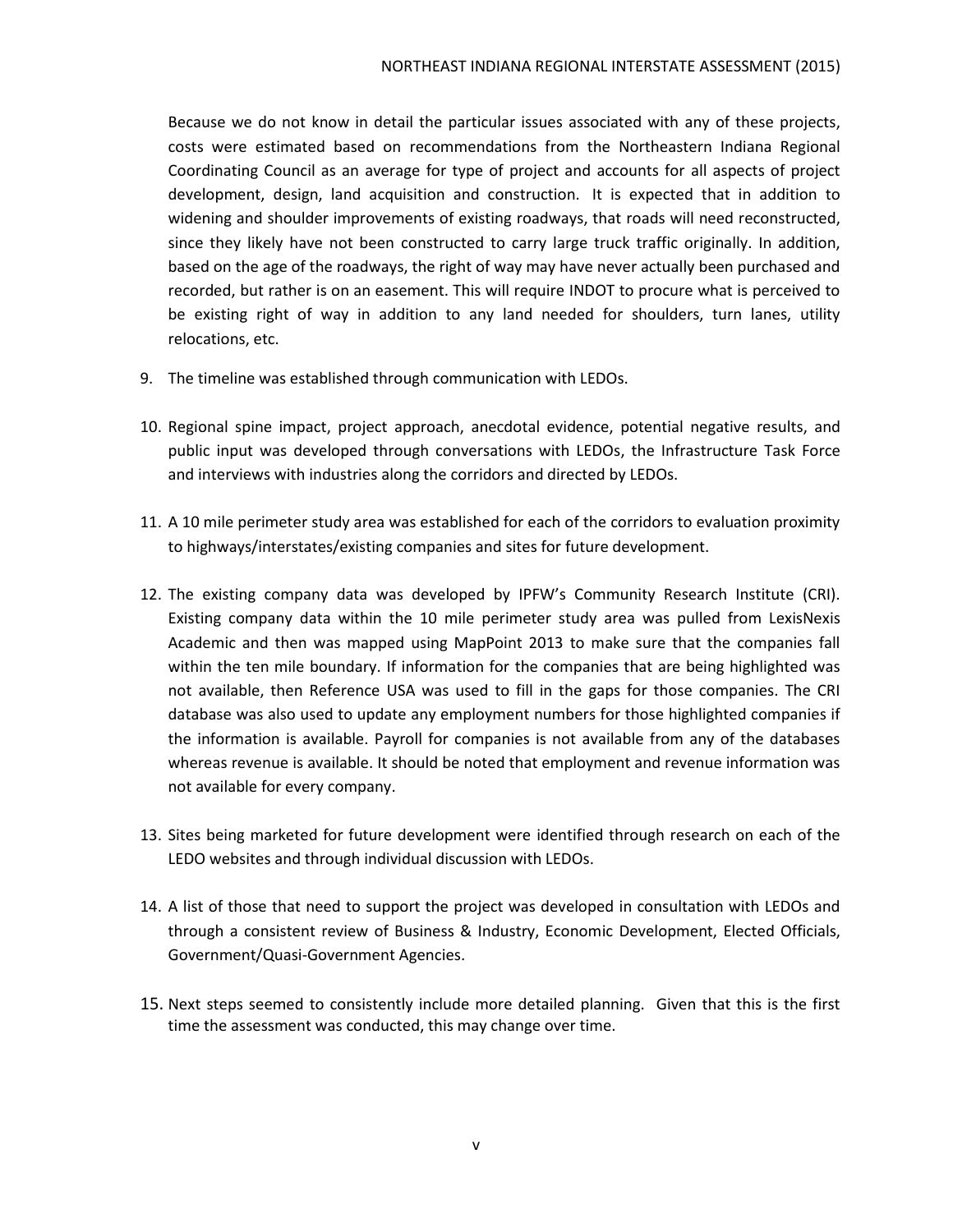Because we do not know in detail the particular issues associated with any of these projects, costs were estimated based on recommendations from the Northeastern Indiana Regional Coordinating Council as an average for type of project and accounts for all aspects of project development, design, land acquisition and construction. It is expected that in addition to widening and shoulder improvements of existing roadways, that roads will need reconstructed, since they likely have not been constructed to carry large truck traffic originally. In addition, based on the age of the roadways, the right of way may have never actually been purchased and recorded, but rather is on an easement. This will require INDOT to procure what is perceived to be existing right of way in addition to any land needed for shoulders, turn lanes, utility relocations, etc.

9. The timeline was established through communication with LEDOs.

10. Regional spine impact, project approach, anecdotal evidence, potential negative results, and public input was developed through conversations with LEDOs, the Infrastructure Task Force and interviews with industries along the corridors and directed by LEDOs.

11. A 10 mile perimeter study area was established for each of the corridors to evaluation proximity to highways/interstates/existing companies and sites for future development.

12. The existing company data was developed by IPFW's Community Research Institute (CRI). Existing company data within the 10 mile perimeter study area was pulled from LexisNexis Academic and then was mapped using MapPoint 2013 to make sure that the companies fall within the ten mile boundary. If information for the companies that are being highlighted was not available, then Reference USA was used to fill in the gaps for those companies. The CRI database was also used to update any employment numbers for those highlighted companies if the information is available. Payroll for companies is not available from any of the databases whereas revenue is available. It should be noted that employment and revenue information was not available for every company.

13. Sites being marketed for future development were identified through research on each of the LEDO websites and through individual discussion with LEDOs.

14. A list of those that need to support the project was developed in consultation with LEDOs and through a consistent review of Business & Industry, Economic Development, Elected Officials, Government/Quasi-Government Agencies.

15. Next steps seemed to consistently include more detailed planning. Given that this is the first time the assessment was conducted, this may change over time.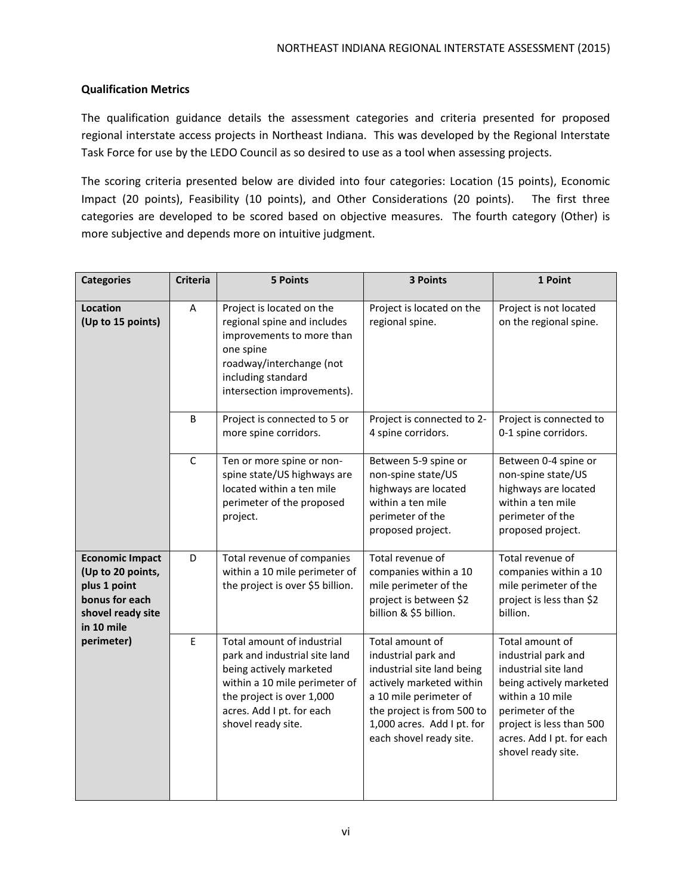**Qualification Metrics**

The qualification guidance details the assessment categories and criteria presented for proposed regional interstate access projects in Northeast Indiana. This was developed by the Regional Interstate Task Force for use by the LEDO Council as so desired to use as a tool when assessing projects.

The scoring criteria presented below are divided into four categories: Location (15 points), Economic Impact (20 points), Feasibility (10 points), and Other Considerations (20 points). The first three categories are developed to be scored based on objective measures. The fourth category (Other) is more subjective and depends more on intuitive judgment.

| Categories | Criteria | 5 Points | 3 Points | 1 Point |
|---|---|---|---|---|
| **Location (Up to 15 points)** | A | Project is located on the regional spine and includes improvements to more than one spine roadway/interchange (not including standard intersection improvements). | Project is located on the regional spine. | Project is not located on the regional spine. |
| | B | Project is connected to 5 or more spine corridors. | Project is connected to 2-4 spine corridors. | Project is connected to 0-1 spine corridors. |
| | C | Ten or more spine or non-spine state/US highways are located within a ten mile perimeter of the proposed project. | Between 5-9 spine or non-spine state/US highways are located within a ten mile perimeter of the proposed project. | Between 0-4 spine or non-spine state/US highways are located within a ten mile perimeter of the proposed project. |
| **Economic Impact (Up to 20 points, plus 1 point bonus for each shovel ready site in 10 mile perimeter)** | D | Total revenue of companies within a 10 mile perimeter of the project is over $5 billion. | Total revenue of companies within a 10 mile perimeter of the project is between $2 billion & $5 billion. | Total revenue of companies within a 10 mile perimeter of the project is less than $2 billion. |
| | E | Total amount of industrial park and industrial site land being actively marketed within a 10 mile perimeter of the project is over 1,000 acres. Add I pt. for each shovel ready site. | Total amount of industrial park and industrial site land being actively marketed within a 10 mile perimeter of the project is from 500 to 1,000 acres. Add I pt. for each shovel ready site. | Total amount of industrial park and industrial site land being actively marketed within a 10 mile perimeter of the project is less than 500 acres. Add I pt. for each shovel ready site. |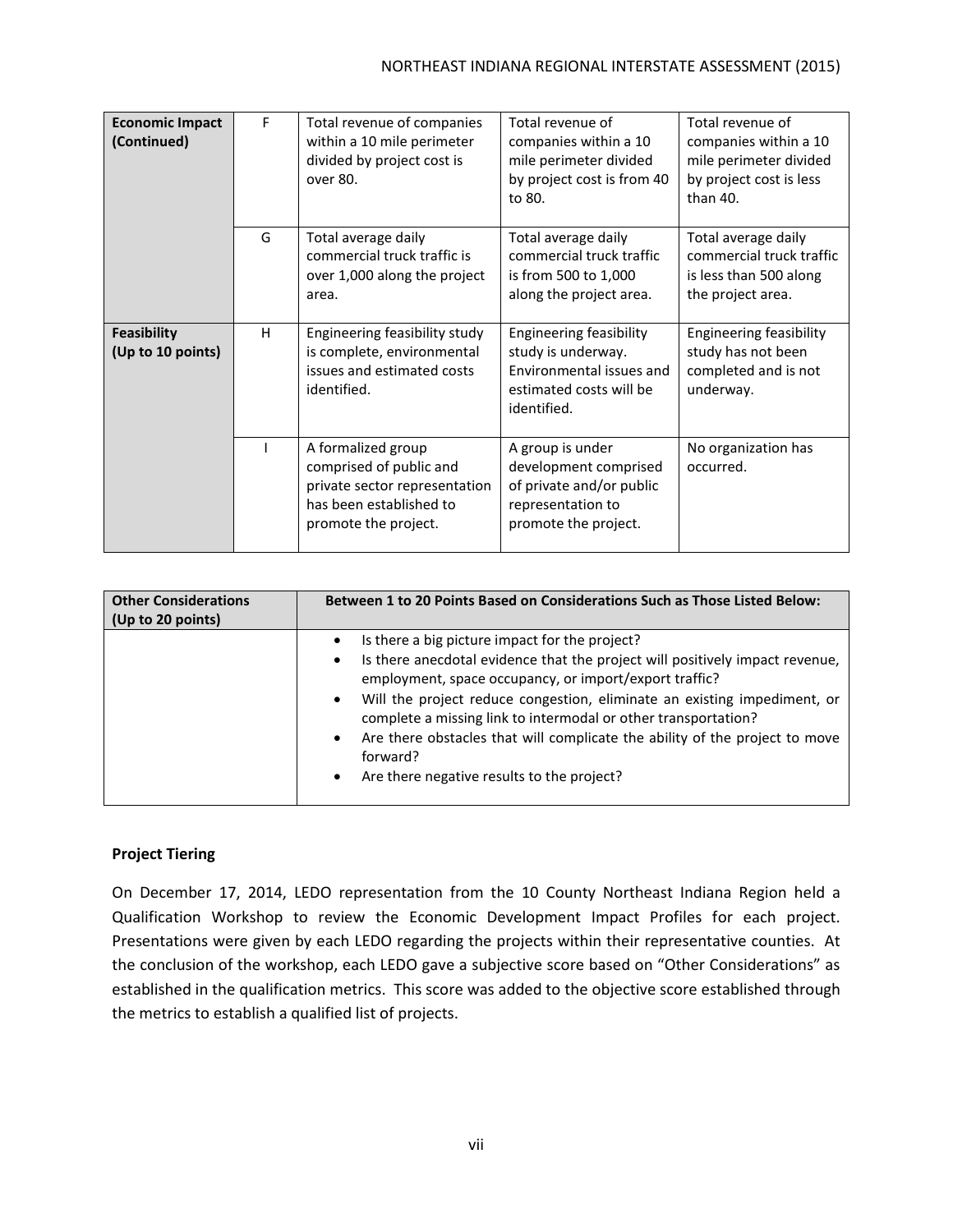| | | | | |
|---|---|---|---|---|
| **Economic Impact (Continued)** | F | Total revenue of companies within a 10 mile perimeter divided by project cost is over 80. | Total revenue of companies within a 10 mile perimeter divided by project cost is from 40 to 80. | Total revenue of companies within a 10 mile perimeter divided by project cost is less than 40. |
| | G | Total average daily commercial truck traffic is over 1,000 along the project area. | Total average daily commercial truck traffic is from 500 to 1,000 along the project area. | Total average daily commercial truck traffic is less than 500 along the project area. |
| **Feasibility (Up to 10 points)** | H | Engineering feasibility study is complete, environmental issues and estimated costs identified. | Engineering feasibility study is underway. Environmental issues and estimated costs will be identified. | Engineering feasibility study has not been completed and is not underway. |
| | I | A formalized group comprised of public and private sector representation has been established to promote the project. | A group is under development comprised of private and/or public representation to promote the project. | No organization has occurred. |

| **Other Considerations (Up to 20 points)** | **Between 1 to 20 Points Based on Considerations Such as Those Listed Below:** |
|---|---|
| | • Is there a big picture impact for the project?<br>• Is there anecdotal evidence that the project will positively impact revenue, employment, space occupancy, or import/export traffic?<br>• Will the project reduce congestion, eliminate an existing impediment, or complete a missing link to intermodal or other transportation?<br>• Are there obstacles that will complicate the ability of the project to move forward?<br>• Are there negative results to the project? |

**Project Tiering**

On December 17, 2014, LEDO representation from the 10 County Northeast Indiana Region held a Qualification Workshop to review the Economic Development Impact Profiles for each project. Presentations were given by each LEDO regarding the projects within their representative counties. At the conclusion of the workshop, each LEDO gave a subjective score based on "Other Considerations" as established in the qualification metrics. This score was added to the objective score established through the metrics to establish a qualified list of projects.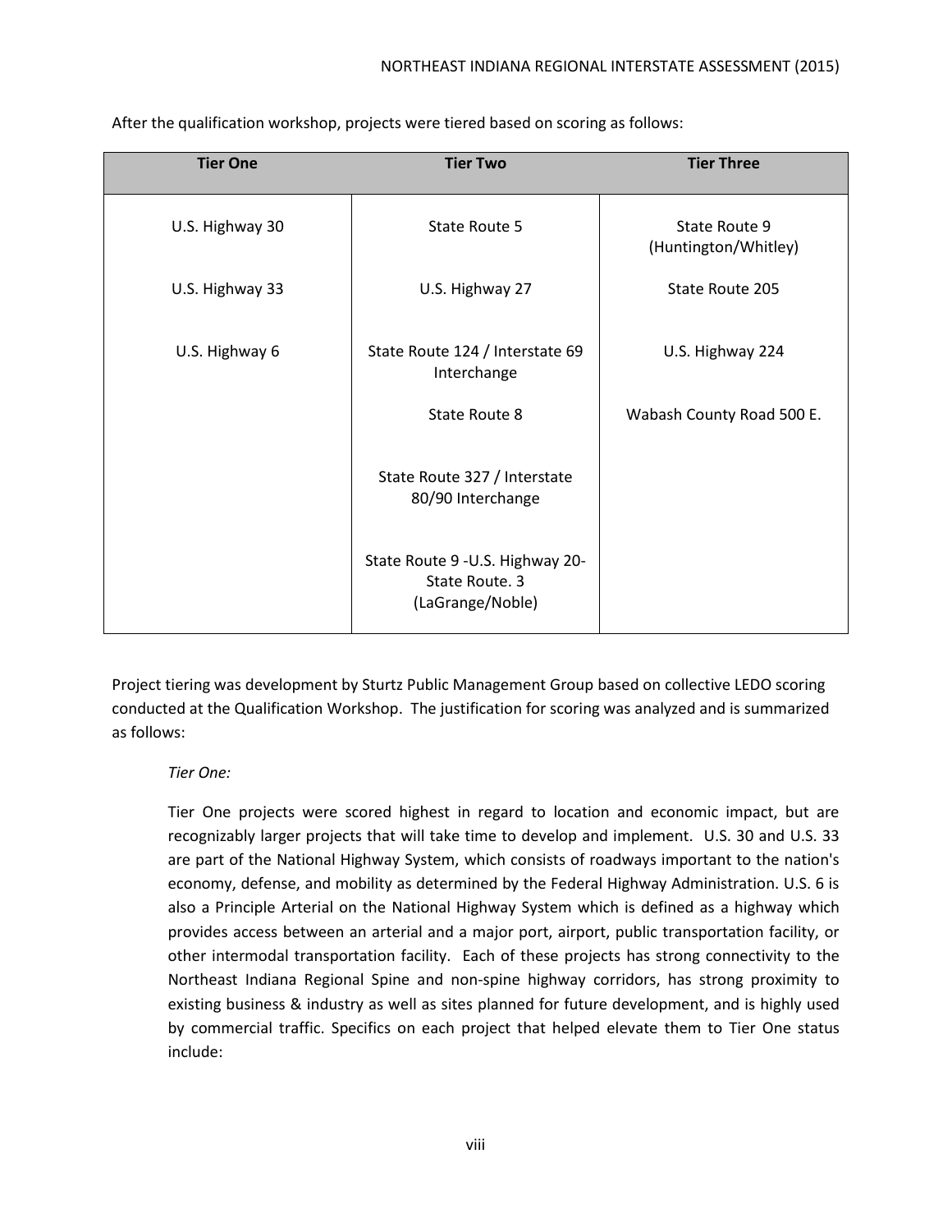After the qualification workshop, projects were tiered based on scoring as follows:

| Tier One | Tier Two | Tier Three |
|---|---|---|
| U.S. Highway 30 | State Route 5 | State Route 9 (Huntington/Whitley) |
| U.S. Highway 33 | U.S. Highway 27 | State Route 205 |
| U.S. Highway 6 | State Route 124 / Interstate 69 Interchange | U.S. Highway 224 |
| | State Route 8 | Wabash County Road 500 E. |
| | State Route 327 / Interstate 80/90 Interchange | |
| | State Route 9 -U.S. Highway 20- State Route. 3 (LaGrange/Noble) | |

Project tiering was development by Sturtz Public Management Group based on collective LEDO scoring conducted at the Qualification Workshop. The justification for scoring was analyzed and is summarized as follows:

*Tier One:*

Tier One projects were scored highest in regard to location and economic impact, but are recognizably larger projects that will take time to develop and implement. U.S. 30 and U.S. 33 are part of the National Highway System, which consists of roadways important to the nation's economy, defense, and mobility as determined by the Federal Highway Administration. U.S. 6 is also a Principle Arterial on the National Highway System which is defined as a highway which provides access between an arterial and a major port, airport, public transportation facility, or other intermodal transportation facility. Each of these projects has strong connectivity to the Northeast Indiana Regional Spine and non-spine highway corridors, has strong proximity to existing business & industry as well as sites planned for future development, and is highly used by commercial traffic. Specifics on each project that helped elevate them to Tier One status include: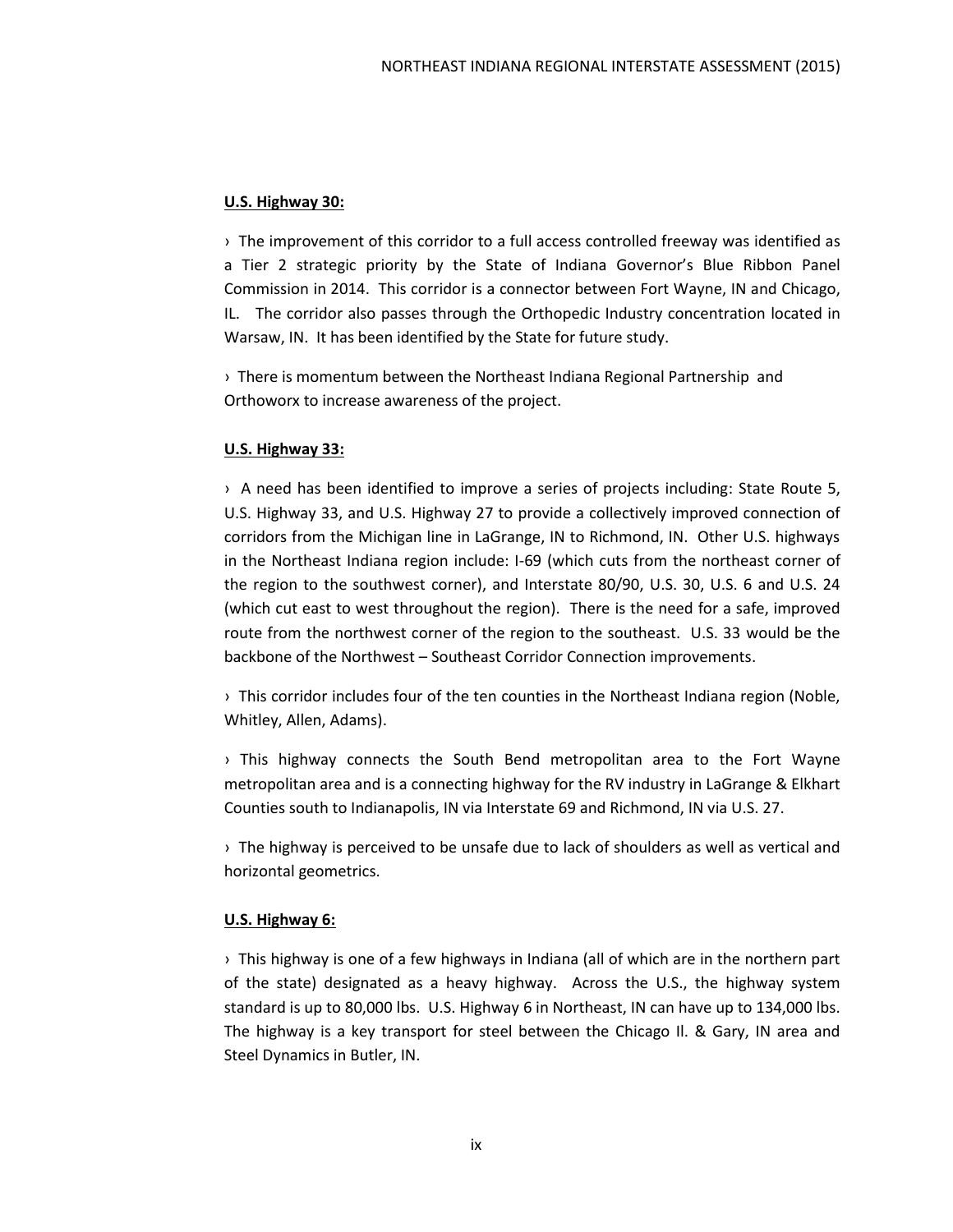**U.S. Highway 30:**

› The improvement of this corridor to a full access controlled freeway was identified as a Tier 2 strategic priority by the State of Indiana Governor's Blue Ribbon Panel Commission in 2014. This corridor is a connector between Fort Wayne, IN and Chicago, IL. The corridor also passes through the Orthopedic Industry concentration located in Warsaw, IN. It has been identified by the State for future study.

› There is momentum between the Northeast Indiana Regional Partnership and Orthoworx to increase awareness of the project.

**U.S. Highway 33:**

› A need has been identified to improve a series of projects including: State Route 5, U.S. Highway 33, and U.S. Highway 27 to provide a collectively improved connection of corridors from the Michigan line in LaGrange, IN to Richmond, IN. Other U.S. highways in the Northeast Indiana region include: I-69 (which cuts from the northeast corner of the region to the southwest corner), and Interstate 80/90, U.S. 30, U.S. 6 and U.S. 24 (which cut east to west throughout the region). There is the need for a safe, improved route from the northwest corner of the region to the southeast. U.S. 33 would be the backbone of the Northwest – Southeast Corridor Connection improvements.

› This corridor includes four of the ten counties in the Northeast Indiana region (Noble, Whitley, Allen, Adams).

› This highway connects the South Bend metropolitan area to the Fort Wayne metropolitan area and is a connecting highway for the RV industry in LaGrange & Elkhart Counties south to Indianapolis, IN via Interstate 69 and Richmond, IN via U.S. 27.

› The highway is perceived to be unsafe due to lack of shoulders as well as vertical and horizontal geometrics.

**U.S. Highway 6:**

› This highway is one of a few highways in Indiana (all of which are in the northern part of the state) designated as a heavy highway. Across the U.S., the highway system standard is up to 80,000 lbs. U.S. Highway 6 in Northeast, IN can have up to 134,000 lbs. The highway is a key transport for steel between the Chicago Il. & Gary, IN area and Steel Dynamics in Butler, IN.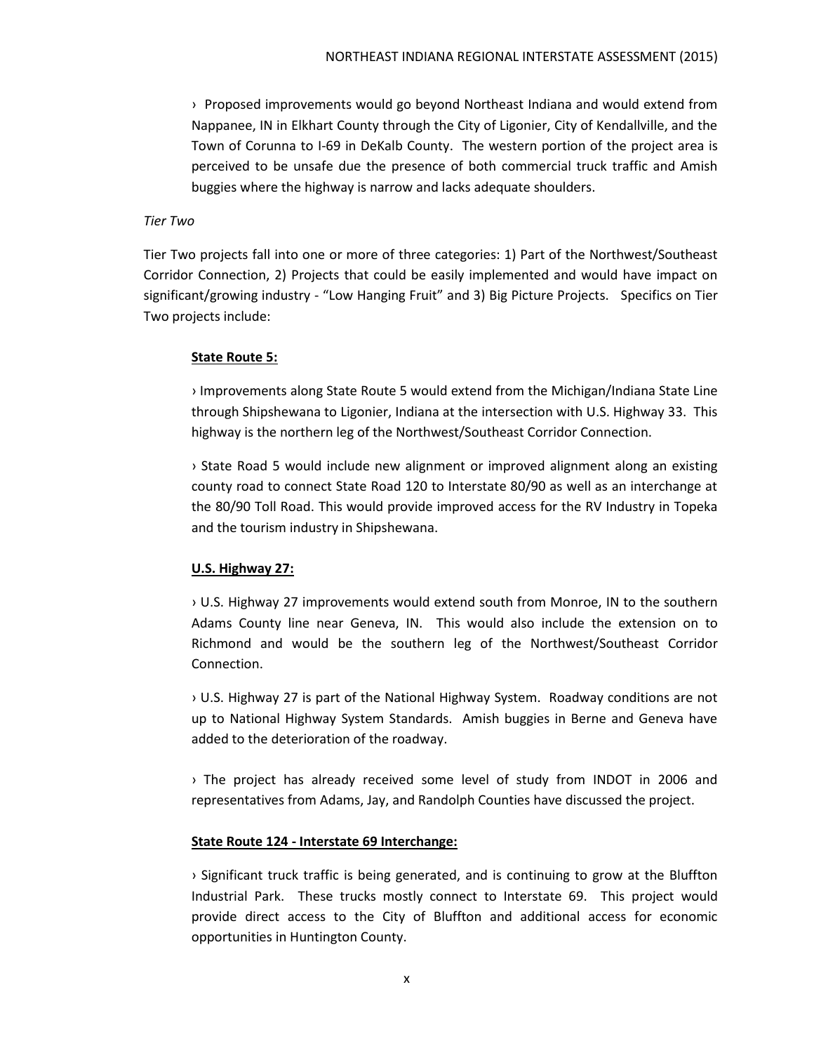› Proposed improvements would go beyond Northeast Indiana and would extend from Nappanee, IN in Elkhart County through the City of Ligonier, City of Kendallville, and the Town of Corunna to I-69 in DeKalb County. The western portion of the project area is perceived to be unsafe due the presence of both commercial truck traffic and Amish buggies where the highway is narrow and lacks adequate shoulders.

*Tier Two*

Tier Two projects fall into one or more of three categories: 1) Part of the Northwest/Southeast Corridor Connection, 2) Projects that could be easily implemented and would have impact on significant/growing industry - "Low Hanging Fruit" and 3) Big Picture Projects. Specifics on Tier Two projects include:

**<u>State Route 5:</u>**

› Improvements along State Route 5 would extend from the Michigan/Indiana State Line through Shipshewana to Ligonier, Indiana at the intersection with U.S. Highway 33. This highway is the northern leg of the Northwest/Southeast Corridor Connection.

› State Road 5 would include new alignment or improved alignment along an existing county road to connect State Road 120 to Interstate 80/90 as well as an interchange at the 80/90 Toll Road. This would provide improved access for the RV Industry in Topeka and the tourism industry in Shipshewana.

**<u>U.S. Highway 27:</u>**

› U.S. Highway 27 improvements would extend south from Monroe, IN to the southern Adams County line near Geneva, IN. This would also include the extension on to Richmond and would be the southern leg of the Northwest/Southeast Corridor Connection.

› U.S. Highway 27 is part of the National Highway System. Roadway conditions are not up to National Highway System Standards. Amish buggies in Berne and Geneva have added to the deterioration of the roadway.

› The project has already received some level of study from INDOT in 2006 and representatives from Adams, Jay, and Randolph Counties have discussed the project.

**<u>State Route 124 - Interstate 69 Interchange:</u>**

› Significant truck traffic is being generated, and is continuing to grow at the Bluffton Industrial Park. These trucks mostly connect to Interstate 69. This project would provide direct access to the City of Bluffton and additional access for economic opportunities in Huntington County.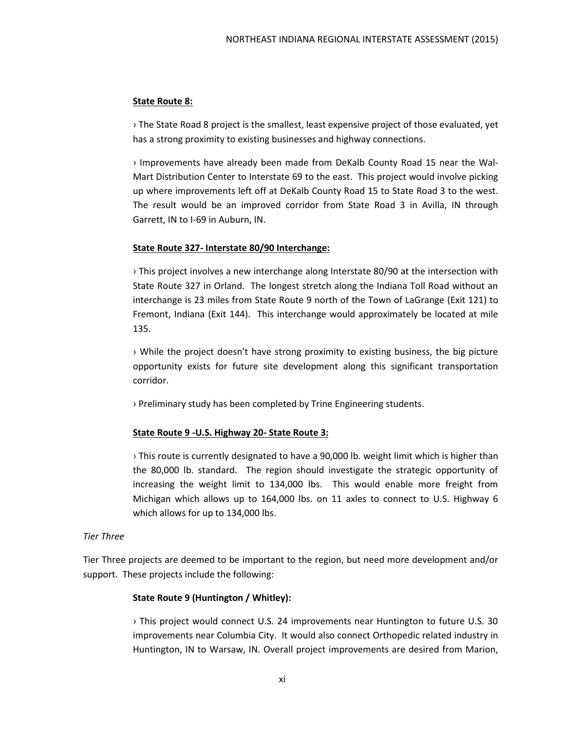**State Route 8:**

› The State Road 8 project is the smallest, least expensive project of those evaluated, yet has a strong proximity to existing businesses and highway connections.

› Improvements have already been made from DeKalb County Road 15 near the Wal-Mart Distribution Center to Interstate 69 to the east. This project would involve picking up where improvements left off at DeKalb County Road 15 to State Road 3 to the west. The result would be an improved corridor from State Road 3 in Avilla, IN through Garrett, IN to I-69 in Auburn, IN.

**State Route 327- Interstate 80/90 Interchange:**

› This project involves a new interchange along Interstate 80/90 at the intersection with State Route 327 in Orland. The longest stretch along the Indiana Toll Road without an interchange is 23 miles from State Route 9 north of the Town of LaGrange (Exit 121) to Fremont, Indiana (Exit 144). This interchange would approximately be located at mile 135.

› While the project doesn't have strong proximity to existing business, the big picture opportunity exists for future site development along this significant transportation corridor.

› Preliminary study has been completed by Trine Engineering students.

**State Route 9 -U.S. Highway 20- State Route 3:**

› This route is currently designated to have a 90,000 lb. weight limit which is higher than the 80,000 lb. standard. The region should investigate the strategic opportunity of increasing the weight limit to 134,000 lbs. This would enable more freight from Michigan which allows up to 164,000 lbs. on 11 axles to connect to U.S. Highway 6 which allows for up to 134,000 lbs.

*Tier Three*

Tier Three projects are deemed to be important to the region, but need more development and/or support. These projects include the following:

**State Route 9 (Huntington / Whitley):**

› This project would connect U.S. 24 improvements near Huntington to future U.S. 30 improvements near Columbia City. It would also connect Orthopedic related industry in Huntington, IN to Warsaw, IN. Overall project improvements are desired from Marion,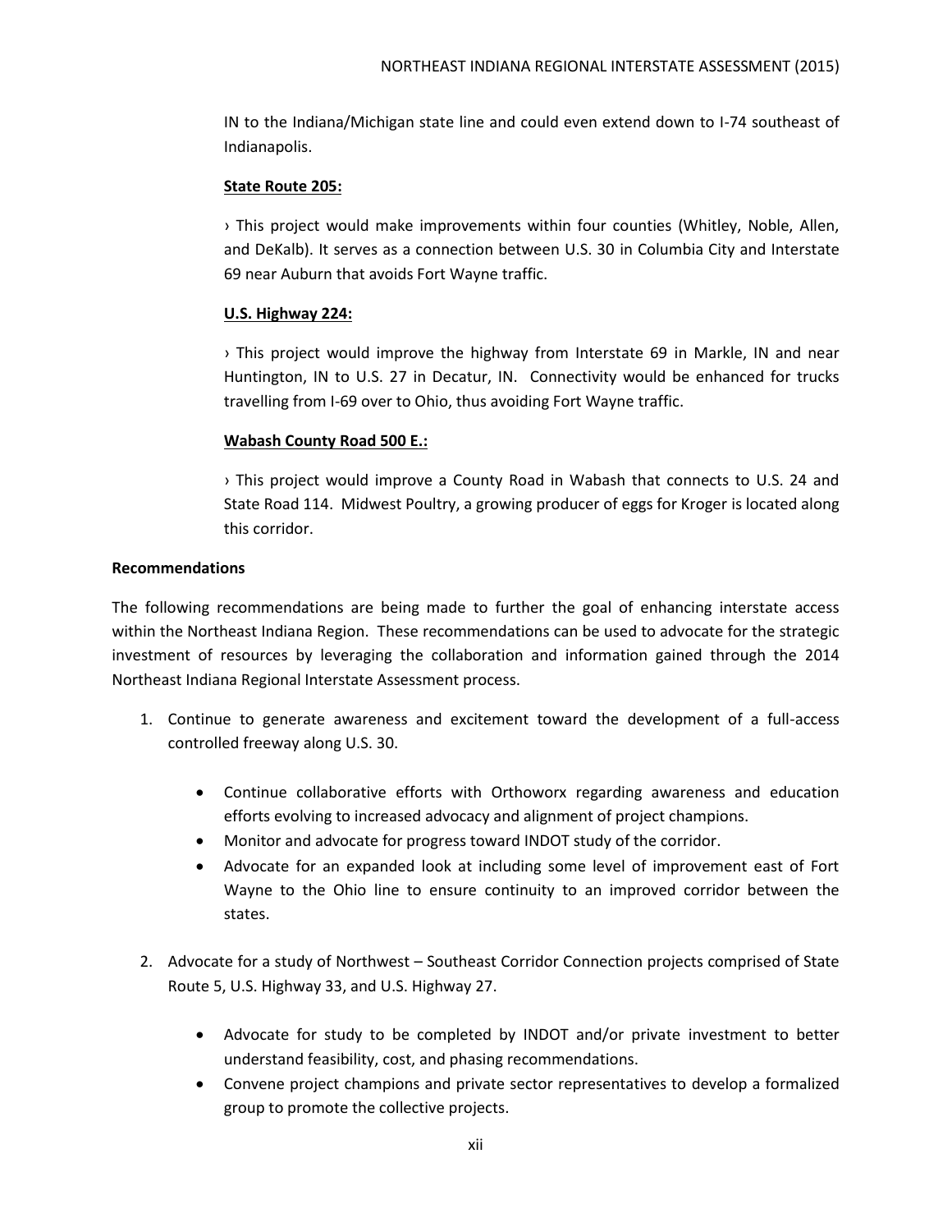IN to the Indiana/Michigan state line and could even extend down to I-74 southeast of Indianapolis.

**State Route 205:**

› This project would make improvements within four counties (Whitley, Noble, Allen, and DeKalb). It serves as a connection between U.S. 30 in Columbia City and Interstate 69 near Auburn that avoids Fort Wayne traffic.

**U.S. Highway 224:**

› This project would improve the highway from Interstate 69 in Markle, IN and near Huntington, IN to U.S. 27 in Decatur, IN. Connectivity would be enhanced for trucks travelling from I-69 over to Ohio, thus avoiding Fort Wayne traffic.

**Wabash County Road 500 E.:**

› This project would improve a County Road in Wabash that connects to U.S. 24 and State Road 114. Midwest Poultry, a growing producer of eggs for Kroger is located along this corridor.

**Recommendations**

The following recommendations are being made to further the goal of enhancing interstate access within the Northeast Indiana Region. These recommendations can be used to advocate for the strategic investment of resources by leveraging the collaboration and information gained through the 2014 Northeast Indiana Regional Interstate Assessment process.

1. Continue to generate awareness and excitement toward the development of a full-access controlled freeway along U.S. 30.
   - Continue collaborative efforts with Orthoworx regarding awareness and education efforts evolving to increased advocacy and alignment of project champions.
   - Monitor and advocate for progress toward INDOT study of the corridor.
   - Advocate for an expanded look at including some level of improvement east of Fort Wayne to the Ohio line to ensure continuity to an improved corridor between the states.

2. Advocate for a study of Northwest – Southeast Corridor Connection projects comprised of State Route 5, U.S. Highway 33, and U.S. Highway 27.
   - Advocate for study to be completed by INDOT and/or private investment to better understand feasibility, cost, and phasing recommendations.
   - Convene project champions and private sector representatives to develop a formalized group to promote the collective projects.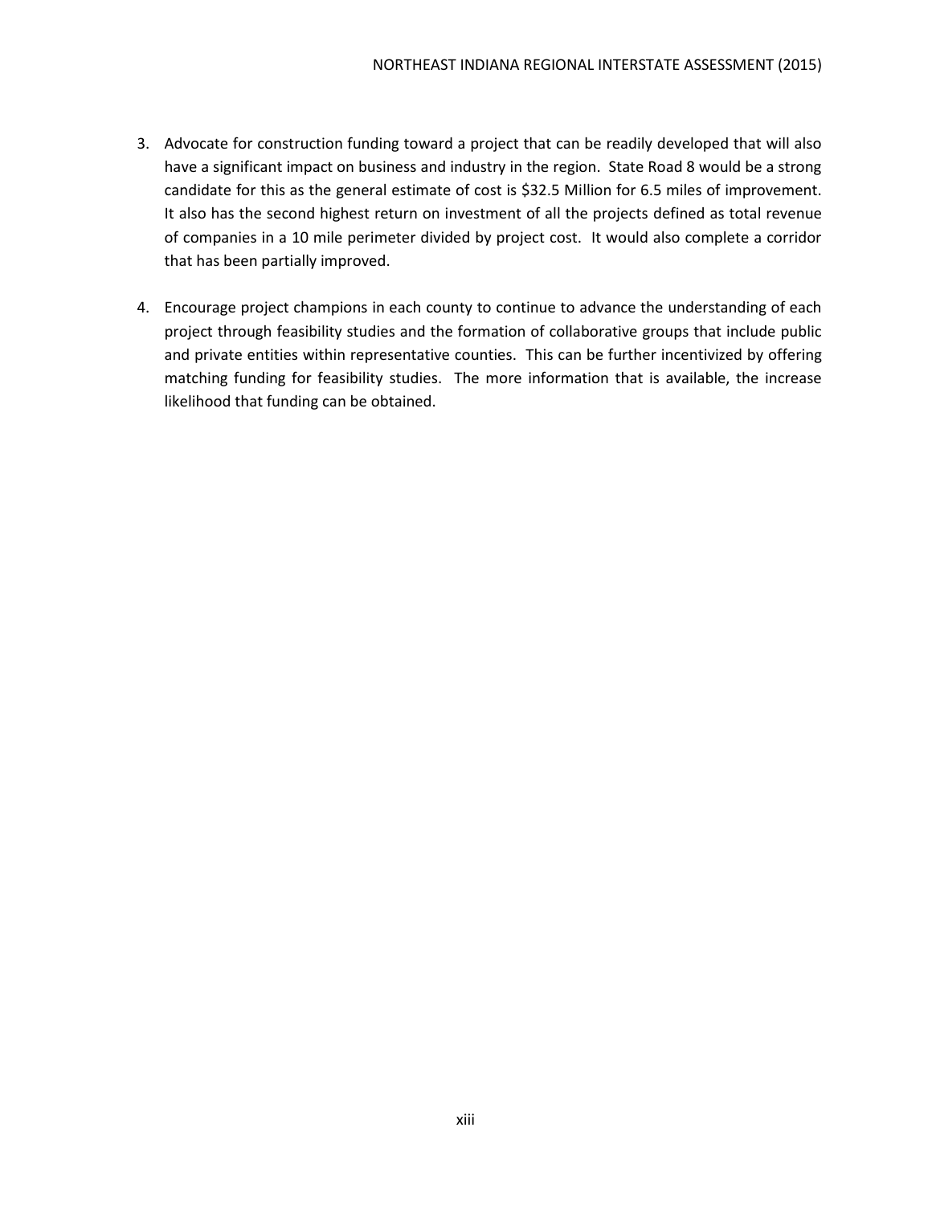3. Advocate for construction funding toward a project that can be readily developed that will also have a significant impact on business and industry in the region. State Road 8 would be a strong candidate for this as the general estimate of cost is $32.5 Million for 6.5 miles of improvement. It also has the second highest return on investment of all the projects defined as total revenue of companies in a 10 mile perimeter divided by project cost. It would also complete a corridor that has been partially improved.

4. Encourage project champions in each county to continue to advance the understanding of each project through feasibility studies and the formation of collaborative groups that include public and private entities within representative counties. This can be further incentivized by offering matching funding for feasibility studies. The more information that is available, the increase likelihood that funding can be obtained.